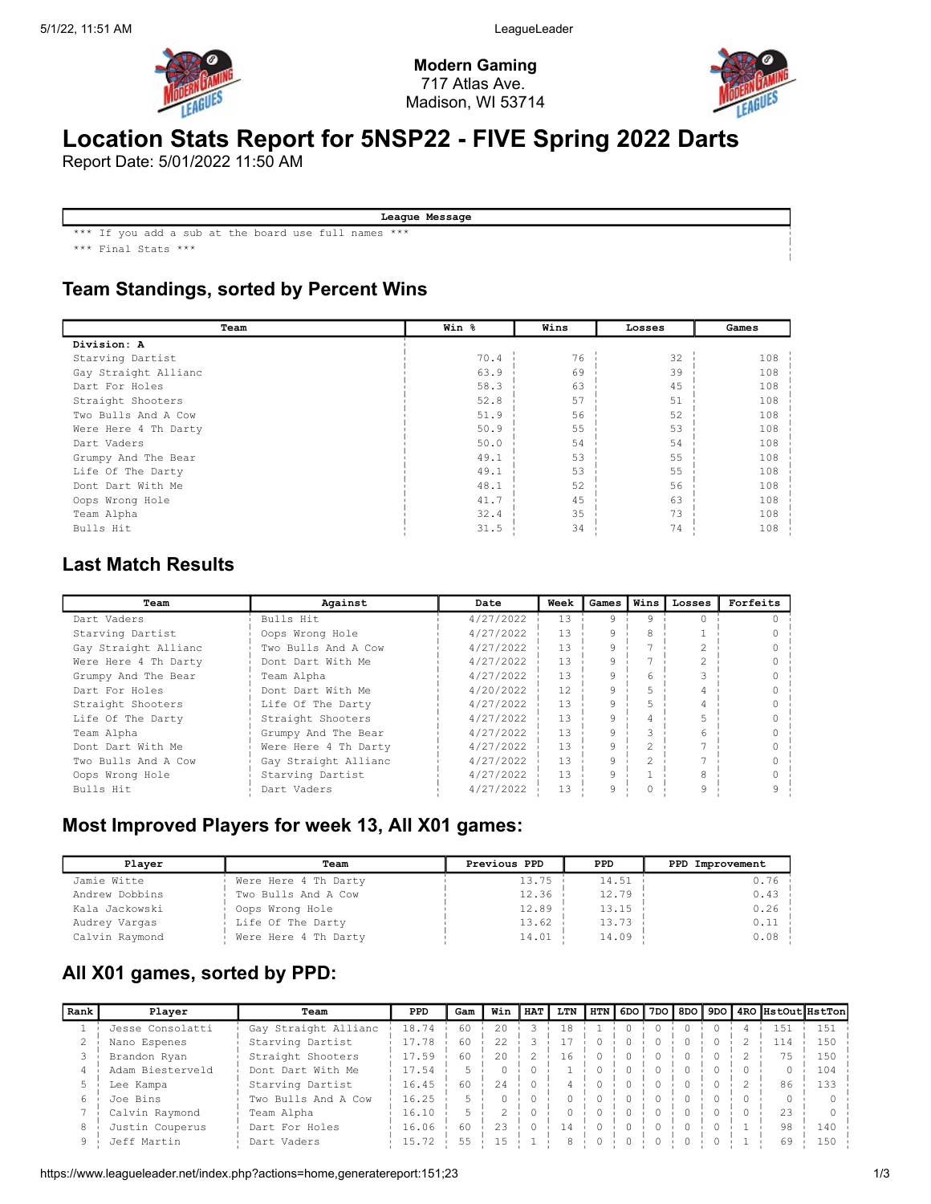**Modern Gaming**
717 Atlas Ave.
Madison, WI 53714

# Location Stats Report for 5NSP22 - FIVE Spring 2022 Darts

Report Date: 5/01/2022 11:50 AM

| League Message |
|---|
| *** If you add a sub at the board use full names *** |
| *** Final Stats *** |

## Team Standings, sorted by Percent Wins

| Team | Win % | Wins | Losses | Games |
|---|---|---|---|---|
| **Division: A** | | | | |
| Starving Dartist | 70.4 | 76 | 32 | 108 |
| Gay Straight Allianc | 63.9 | 69 | 39 | 108 |
| Dart For Holes | 58.3 | 63 | 45 | 108 |
| Straight Shooters | 52.8 | 57 | 51 | 108 |
| Two Bulls And A Cow | 51.9 | 56 | 52 | 108 |
| Were Here 4 Th Darty | 50.9 | 55 | 53 | 108 |
| Dart Vaders | 50.0 | 54 | 54 | 108 |
| Grumpy And The Bear | 49.1 | 53 | 55 | 108 |
| Life Of The Darty | 49.1 | 53 | 55 | 108 |
| Dont Dart With Me | 48.1 | 52 | 56 | 108 |
| Oops Wrong Hole | 41.7 | 45 | 63 | 108 |
| Team Alpha | 32.4 | 35 | 73 | 108 |
| Bulls Hit | 31.5 | 34 | 74 | 108 |

## Last Match Results

| Team | Against | Date | Week | Games | Wins | Losses | Forfeits |
|---|---|---|---|---|---|---|---|
| Dart Vaders | Bulls Hit | 4/27/2022 | 13 | 9 | 9 | 0 | 0 |
| Starving Dartist | Oops Wrong Hole | 4/27/2022 | 13 | 9 | 8 | 1 | 0 |
| Gay Straight Allianc | Two Bulls And A Cow | 4/27/2022 | 13 | 9 | 7 | 2 | 0 |
| Were Here 4 Th Darty | Dont Dart With Me | 4/27/2022 | 13 | 9 | 7 | 2 | 0 |
| Grumpy And The Bear | Team Alpha | 4/27/2022 | 13 | 9 | 6 | 3 | 0 |
| Dart For Holes | Dont Dart With Me | 4/20/2022 | 12 | 9 | 5 | 4 | 0 |
| Straight Shooters | Life Of The Darty | 4/27/2022 | 13 | 9 | 5 | 4 | 0 |
| Life Of The Darty | Straight Shooters | 4/27/2022 | 13 | 9 | 4 | 5 | 0 |
| Team Alpha | Grumpy And The Bear | 4/27/2022 | 13 | 9 | 3 | 6 | 0 |
| Dont Dart With Me | Were Here 4 Th Darty | 4/27/2022 | 13 | 9 | 2 | 7 | 0 |
| Two Bulls And A Cow | Gay Straight Allianc | 4/27/2022 | 13 | 9 | 2 | 7 | 0 |
| Oops Wrong Hole | Starving Dartist | 4/27/2022 | 13 | 9 | 1 | 8 | 0 |
| Bulls Hit | Dart Vaders | 4/27/2022 | 13 | 9 | 0 | 9 | 9 |

## Most Improved Players for week 13, All X01 games:

| Player | Team | Previous PPD | PPD | PPD Improvement |
|---|---|---|---|---|
| Jamie Witte | Were Here 4 Th Darty | 13.75 | 14.51 | 0.76 |
| Andrew Dobbins | Two Bulls And A Cow | 12.36 | 12.79 | 0.43 |
| Kala Jackowski | Oops Wrong Hole | 12.89 | 13.15 | 0.26 |
| Audrey Vargas | Life Of The Darty | 13.62 | 13.73 | 0.11 |
| Calvin Raymond | Were Here 4 Th Darty | 14.01 | 14.09 | 0.08 |

## All X01 games, sorted by PPD:

| Rank | Player | Team | PPD | Gam | Win | HAT | LTN | HTN | 6DO | 7DO | 8DO | 9DO | 4RO | HstOut | HstTon |
|---|---|---|---|---|---|---|---|---|---|---|---|---|---|---|---|
| 1 | Jesse Consolatti | Gay Straight Allianc | 18.74 | 60 | 20 | 3 | 18 | 1 | 0 | 0 | 0 | 0 | 4 | 151 | 151 |
| 2 | Nano Espenes | Starving Dartist | 17.78 | 60 | 22 | 3 | 17 | 0 | 0 | 0 | 0 | 0 | 2 | 114 | 150 |
| 3 | Brandon Ryan | Straight Shooters | 17.59 | 60 | 20 | 2 | 16 | 0 | 0 | 0 | 0 | 0 | 2 | 75 | 150 |
| 4 | Adam Biesterveld | Dont Dart With Me | 17.54 | 5 | 0 | 0 | 1 | 0 | 0 | 0 | 0 | 0 | 0 | 0 | 104 |
| 5 | Lee Kampa | Starving Dartist | 16.45 | 60 | 24 | 0 | 4 | 0 | 0 | 0 | 0 | 0 | 2 | 86 | 133 |
| 6 | Joe Bins | Two Bulls And A Cow | 16.25 | 5 | 0 | 0 | 0 | 0 | 0 | 0 | 0 | 0 | 0 | 0 | 0 |
| 7 | Calvin Raymond | Team Alpha | 16.10 | 5 | 2 | 0 | 0 | 0 | 0 | 0 | 0 | 0 | 0 | 23 | 0 |
| 8 | Justin Couperus | Dart For Holes | 16.06 | 60 | 23 | 0 | 14 | 0 | 0 | 0 | 0 | 0 | 1 | 98 | 140 |
| 9 | Jeff Martin | Dart Vaders | 15.72 | 55 | 15 | 1 | 8 | 0 | 0 | 0 | 0 | 0 | 1 | 69 | 150 |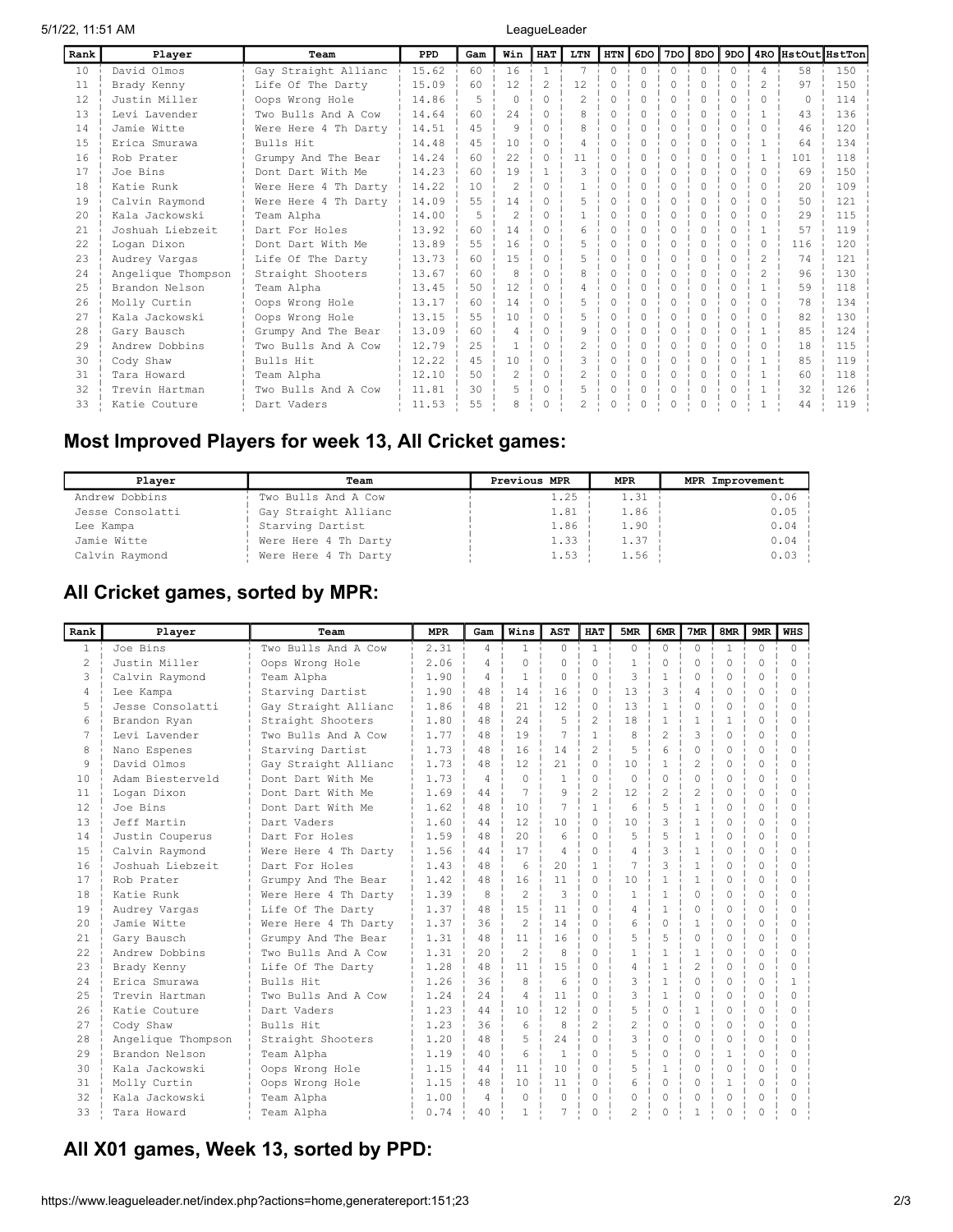| Rank | Player | Team | PPD | Gam | Win | HAT | LTN | HTN | 6DO | 7DO | 8DO | 9DO | 4RO | HstOut | HstTon |
|---|---|---|---|---|---|---|---|---|---|---|---|---|---|---|---|
| 10 | David Olmos | Gay Straight Allianc | 15.62 | 60 | 16 | 1 | 7 | 0 | 0 | 0 | 0 | 0 | 4 | 58 | 150 |
| 11 | Brady Kenny | Life Of The Darty | 15.09 | 60 | 12 | 2 | 12 | 0 | 0 | 0 | 0 | 0 | 2 | 97 | 150 |
| 12 | Justin Miller | Oops Wrong Hole | 14.86 | 5 | 0 | 0 | 2 | 0 | 0 | 0 | 0 | 0 | 0 | 0 | 114 |
| 13 | Levi Lavender | Two Bulls And A Cow | 14.64 | 60 | 24 | 0 | 8 | 0 | 0 | 0 | 0 | 0 | 1 | 43 | 136 |
| 14 | Jamie Witte | Were Here 4 Th Darty | 14.51 | 45 | 9 | 0 | 8 | 0 | 0 | 0 | 0 | 0 | 0 | 46 | 120 |
| 15 | Erica Smurawa | Bulls Hit | 14.48 | 45 | 10 | 0 | 4 | 0 | 0 | 0 | 0 | 0 | 1 | 64 | 134 |
| 16 | Rob Prater | Grumpy And The Bear | 14.24 | 60 | 22 | 0 | 11 | 0 | 0 | 0 | 0 | 0 | 1 | 101 | 118 |
| 17 | Joe Bins | Dont Dart With Me | 14.23 | 60 | 19 | 1 | 3 | 0 | 0 | 0 | 0 | 0 | 0 | 69 | 150 |
| 18 | Katie Runk | Were Here 4 Th Darty | 14.22 | 10 | 2 | 0 | 1 | 0 | 0 | 0 | 0 | 0 | 0 | 20 | 109 |
| 19 | Calvin Raymond | Were Here 4 Th Darty | 14.09 | 55 | 14 | 0 | 5 | 0 | 0 | 0 | 0 | 0 | 0 | 50 | 121 |
| 20 | Kala Jackowski | Team Alpha | 14.00 | 5 | 2 | 0 | 1 | 0 | 0 | 0 | 0 | 0 | 0 | 29 | 115 |
| 21 | Joshuah Liebzeit | Dart For Holes | 13.92 | 60 | 14 | 0 | 6 | 0 | 0 | 0 | 0 | 0 | 1 | 57 | 119 |
| 22 | Logan Dixon | Dont Dart With Me | 13.89 | 55 | 16 | 0 | 5 | 0 | 0 | 0 | 0 | 0 | 0 | 116 | 120 |
| 23 | Audrey Vargas | Life Of The Darty | 13.73 | 60 | 15 | 0 | 5 | 0 | 0 | 0 | 0 | 0 | 2 | 74 | 121 |
| 24 | Angelique Thompson | Straight Shooters | 13.67 | 60 | 8 | 0 | 8 | 0 | 0 | 0 | 0 | 0 | 2 | 96 | 130 |
| 25 | Brandon Nelson | Team Alpha | 13.45 | 50 | 12 | 0 | 4 | 0 | 0 | 0 | 0 | 0 | 1 | 59 | 118 |
| 26 | Molly Curtin | Oops Wrong Hole | 13.17 | 60 | 14 | 0 | 5 | 0 | 0 | 0 | 0 | 0 | 0 | 78 | 134 |
| 27 | Kala Jackowski | Oops Wrong Hole | 13.15 | 55 | 10 | 0 | 5 | 0 | 0 | 0 | 0 | 0 | 0 | 82 | 130 |
| 28 | Gary Bausch | Grumpy And The Bear | 13.09 | 60 | 4 | 0 | 9 | 0 | 0 | 0 | 0 | 0 | 1 | 85 | 124 |
| 29 | Andrew Dobbins | Two Bulls And A Cow | 12.79 | 25 | 1 | 0 | 2 | 0 | 0 | 0 | 0 | 0 | 0 | 18 | 115 |
| 30 | Cody Shaw | Bulls Hit | 12.22 | 45 | 10 | 0 | 3 | 0 | 0 | 0 | 0 | 0 | 1 | 85 | 119 |
| 31 | Tara Howard | Team Alpha | 12.10 | 50 | 2 | 0 | 2 | 0 | 0 | 0 | 0 | 0 | 1 | 60 | 118 |
| 32 | Trevin Hartman | Two Bulls And A Cow | 11.81 | 30 | 5 | 0 | 5 | 0 | 0 | 0 | 0 | 0 | 1 | 32 | 126 |
| 33 | Katie Couture | Dart Vaders | 11.53 | 55 | 8 | 0 | 2 | 0 | 0 | 0 | 0 | 0 | 1 | 44 | 119 |

## Most Improved Players for week 13, All Cricket games:

| Player | Team | Previous MPR | MPR | MPR Improvement |
|---|---|---|---|---|
| Andrew Dobbins | Two Bulls And A Cow | 1.25 | 1.31 | 0.06 |
| Jesse Consolatti | Gay Straight Allianc | 1.81 | 1.86 | 0.05 |
| Lee Kampa | Starving Dartist | 1.86 | 1.90 | 0.04 |
| Jamie Witte | Were Here 4 Th Darty | 1.33 | 1.37 | 0.04 |
| Calvin Raymond | Were Here 4 Th Darty | 1.53 | 1.56 | 0.03 |

## All Cricket games, sorted by MPR:

| Rank | Player | Team | MPR | Gam | Wins | AST | HAT | 5MR | 6MR | 7MR | 8MR | 9MR | WHS |
|---|---|---|---|---|---|---|---|---|---|---|---|---|---|
| 1 | Joe Bins | Two Bulls And A Cow | 2.31 | 4 | 1 | 0 | 1 | 0 | 0 | 0 | 1 | 0 | 0 |
| 2 | Justin Miller | Oops Wrong Hole | 2.06 | 4 | 0 | 0 | 0 | 1 | 0 | 0 | 0 | 0 | 0 |
| 3 | Calvin Raymond | Team Alpha | 1.90 | 4 | 1 | 0 | 0 | 3 | 1 | 0 | 0 | 0 | 0 |
| 4 | Lee Kampa | Starving Dartist | 1.90 | 48 | 14 | 16 | 0 | 13 | 3 | 4 | 0 | 0 | 0 |
| 5 | Jesse Consolatti | Gay Straight Allianc | 1.86 | 48 | 21 | 12 | 0 | 13 | 1 | 0 | 0 | 0 | 0 |
| 6 | Brandon Ryan | Straight Shooters | 1.80 | 48 | 24 | 5 | 2 | 18 | 1 | 1 | 1 | 0 | 0 |
| 7 | Levi Lavender | Two Bulls And A Cow | 1.77 | 48 | 19 | 7 | 1 | 8 | 2 | 3 | 0 | 0 | 0 |
| 8 | Nano Espenes | Starving Dartist | 1.73 | 48 | 16 | 14 | 2 | 5 | 6 | 0 | 0 | 0 | 0 |
| 9 | David Olmos | Gay Straight Allianc | 1.73 | 48 | 12 | 21 | 0 | 10 | 1 | 2 | 0 | 0 | 0 |
| 10 | Adam Biesterveld | Dont Dart With Me | 1.73 | 4 | 0 | 1 | 0 | 0 | 0 | 0 | 0 | 0 | 0 |
| 11 | Logan Dixon | Dont Dart With Me | 1.69 | 44 | 7 | 9 | 2 | 12 | 2 | 2 | 0 | 0 | 0 |
| 12 | Joe Bins | Dont Dart With Me | 1.62 | 48 | 10 | 7 | 1 | 6 | 5 | 1 | 0 | 0 | 0 |
| 13 | Jeff Martin | Dart Vaders | 1.60 | 44 | 12 | 10 | 0 | 10 | 3 | 1 | 0 | 0 | 0 |
| 14 | Justin Couperus | Dart For Holes | 1.59 | 48 | 20 | 6 | 0 | 5 | 5 | 1 | 0 | 0 | 0 |
| 15 | Calvin Raymond | Were Here 4 Th Darty | 1.56 | 44 | 17 | 4 | 0 | 4 | 3 | 1 | 0 | 0 | 0 |
| 16 | Joshuah Liebzeit | Dart For Holes | 1.43 | 48 | 6 | 20 | 1 | 7 | 3 | 1 | 0 | 0 | 0 |
| 17 | Rob Prater | Grumpy And The Bear | 1.42 | 48 | 16 | 11 | 0 | 10 | 1 | 1 | 0 | 0 | 0 |
| 18 | Katie Runk | Were Here 4 Th Darty | 1.39 | 8 | 2 | 3 | 0 | 1 | 1 | 0 | 0 | 0 | 0 |
| 19 | Audrey Vargas | Life Of The Darty | 1.37 | 48 | 15 | 11 | 0 | 4 | 1 | 0 | 0 | 0 | 0 |
| 20 | Jamie Witte | Were Here 4 Th Darty | 1.37 | 36 | 2 | 14 | 0 | 6 | 0 | 1 | 0 | 0 | 0 |
| 21 | Gary Bausch | Grumpy And The Bear | 1.31 | 48 | 11 | 16 | 0 | 5 | 5 | 0 | 0 | 0 | 0 |
| 22 | Andrew Dobbins | Two Bulls And A Cow | 1.31 | 20 | 2 | 8 | 0 | 1 | 1 | 1 | 0 | 0 | 0 |
| 23 | Brady Kenny | Life Of The Darty | 1.28 | 48 | 11 | 15 | 0 | 4 | 1 | 2 | 0 | 0 | 0 |
| 24 | Erica Smurawa | Bulls Hit | 1.26 | 36 | 8 | 6 | 0 | 3 | 1 | 0 | 0 | 0 | 1 |
| 25 | Trevin Hartman | Two Bulls And A Cow | 1.24 | 24 | 4 | 11 | 0 | 3 | 1 | 0 | 0 | 0 | 0 |
| 26 | Katie Couture | Dart Vaders | 1.23 | 44 | 10 | 12 | 0 | 5 | 0 | 1 | 0 | 0 | 0 |
| 27 | Cody Shaw | Bulls Hit | 1.23 | 36 | 6 | 8 | 2 | 2 | 0 | 0 | 0 | 0 | 0 |
| 28 | Angelique Thompson | Straight Shooters | 1.20 | 48 | 5 | 24 | 0 | 3 | 0 | 0 | 0 | 0 | 0 |
| 29 | Brandon Nelson | Team Alpha | 1.19 | 40 | 6 | 1 | 0 | 5 | 0 | 0 | 1 | 0 | 0 |
| 30 | Kala Jackowski | Oops Wrong Hole | 1.15 | 44 | 11 | 10 | 0 | 5 | 1 | 0 | 0 | 0 | 0 |
| 31 | Molly Curtin | Oops Wrong Hole | 1.15 | 48 | 10 | 11 | 0 | 6 | 0 | 0 | 1 | 0 | 0 |
| 32 | Kala Jackowski | Team Alpha | 1.00 | 4 | 0 | 0 | 0 | 0 | 0 | 0 | 0 | 0 | 0 |
| 33 | Tara Howard | Team Alpha | 0.74 | 40 | 1 | 7 | 0 | 2 | 0 | 1 | 0 | 0 | 0 |

## All X01 games, Week 13, sorted by PPD: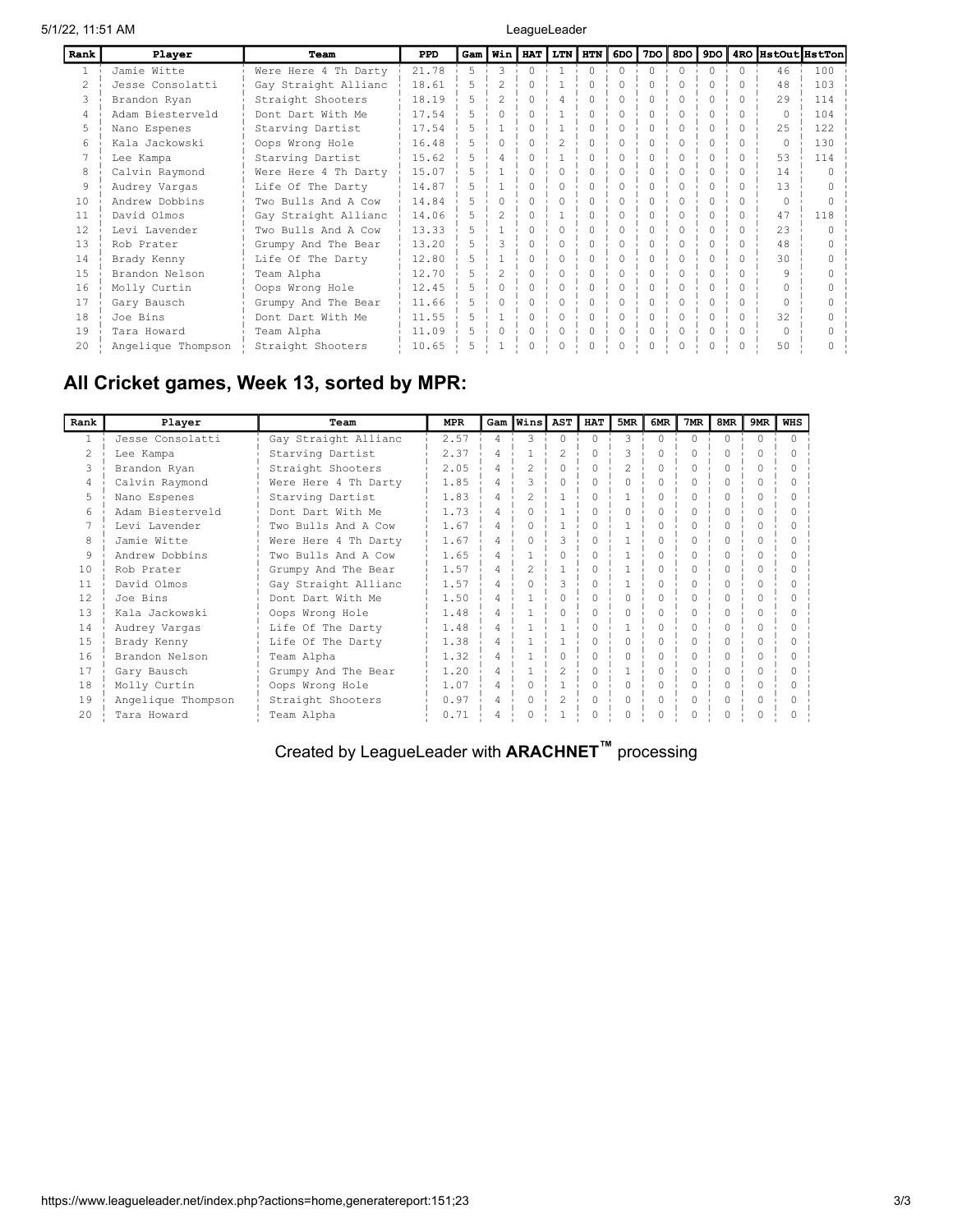| Rank | Player | Team | PPD | Gam | Win | HAT | LTN | HTN | 6DO | 7DO | 8DO | 9DO | 4RO | HstOut | HstTon |
|---|---|---|---|---|---|---|---|---|---|---|---|---|---|---|---|
| 1 | Jamie Witte | Were Here 4 Th Darty | 21.78 | 5 | 3 | 0 | 1 | 0 | 0 | 0 | 0 | 0 | 0 | 46 | 100 |
| 2 | Jesse Consolatti | Gay Straight Allianc | 18.61 | 5 | 2 | 0 | 1 | 0 | 0 | 0 | 0 | 0 | 0 | 48 | 103 |
| 3 | Brandon Ryan | Straight Shooters | 18.19 | 5 | 2 | 0 | 4 | 0 | 0 | 0 | 0 | 0 | 0 | 29 | 114 |
| 4 | Adam Biesterveld | Dont Dart With Me | 17.54 | 5 | 0 | 0 | 1 | 0 | 0 | 0 | 0 | 0 | 0 | 0 | 104 |
| 5 | Nano Espenes | Starving Dartist | 17.54 | 5 | 1 | 0 | 1 | 0 | 0 | 0 | 0 | 0 | 0 | 25 | 122 |
| 6 | Kala Jackowski | Oops Wrong Hole | 16.48 | 5 | 0 | 0 | 2 | 0 | 0 | 0 | 0 | 0 | 0 | 0 | 130 |
| 7 | Lee Kampa | Starving Dartist | 15.62 | 5 | 4 | 0 | 1 | 0 | 0 | 0 | 0 | 0 | 0 | 53 | 114 |
| 8 | Calvin Raymond | Were Here 4 Th Darty | 15.07 | 5 | 1 | 0 | 0 | 0 | 0 | 0 | 0 | 0 | 0 | 14 | 0 |
| 9 | Audrey Vargas | Life Of The Darty | 14.87 | 5 | 1 | 0 | 0 | 0 | 0 | 0 | 0 | 0 | 0 | 13 | 0 |
| 10 | Andrew Dobbins | Two Bulls And A Cow | 14.84 | 5 | 0 | 0 | 0 | 0 | 0 | 0 | 0 | 0 | 0 | 0 | 0 |
| 11 | David Olmos | Gay Straight Allianc | 14.06 | 5 | 2 | 0 | 1 | 0 | 0 | 0 | 0 | 0 | 0 | 47 | 118 |
| 12 | Levi Lavender | Two Bulls And A Cow | 13.33 | 5 | 1 | 0 | 0 | 0 | 0 | 0 | 0 | 0 | 0 | 23 | 0 |
| 13 | Rob Prater | Grumpy And The Bear | 13.20 | 5 | 3 | 0 | 0 | 0 | 0 | 0 | 0 | 0 | 0 | 48 | 0 |
| 14 | Brady Kenny | Life Of The Darty | 12.80 | 5 | 1 | 0 | 0 | 0 | 0 | 0 | 0 | 0 | 0 | 30 | 0 |
| 15 | Brandon Nelson | Team Alpha | 12.70 | 5 | 2 | 0 | 0 | 0 | 0 | 0 | 0 | 0 | 0 | 9 | 0 |
| 16 | Molly Curtin | Oops Wrong Hole | 12.45 | 5 | 0 | 0 | 0 | 0 | 0 | 0 | 0 | 0 | 0 | 0 | 0 |
| 17 | Gary Bausch | Grumpy And The Bear | 11.66 | 5 | 0 | 0 | 0 | 0 | 0 | 0 | 0 | 0 | 0 | 0 | 0 |
| 18 | Joe Bins | Dont Dart With Me | 11.55 | 5 | 1 | 0 | 0 | 0 | 0 | 0 | 0 | 0 | 0 | 32 | 0 |
| 19 | Tara Howard | Team Alpha | 11.09 | 5 | 0 | 0 | 0 | 0 | 0 | 0 | 0 | 0 | 0 | 0 | 0 |
| 20 | Angelique Thompson | Straight Shooters | 10.65 | 5 | 1 | 0 | 0 | 0 | 0 | 0 | 0 | 0 | 0 | 50 | 0 |

## All Cricket games, Week 13, sorted by MPR:

| Rank | Player | Team | MPR | Gam | Wins | AST | HAT | 5MR | 6MR | 7MR | 8MR | 9MR | WHS |
|---|---|---|---|---|---|---|---|---|---|---|---|---|---|
| 1 | Jesse Consolatti | Gay Straight Allianc | 2.57 | 4 | 3 | 0 | 0 | 3 | 0 | 0 | 0 | 0 | 0 |
| 2 | Lee Kampa | Starving Dartist | 2.37 | 4 | 1 | 2 | 0 | 3 | 0 | 0 | 0 | 0 | 0 |
| 3 | Brandon Ryan | Straight Shooters | 2.05 | 4 | 2 | 0 | 0 | 2 | 0 | 0 | 0 | 0 | 0 |
| 4 | Calvin Raymond | Were Here 4 Th Darty | 1.85 | 4 | 3 | 0 | 0 | 0 | 0 | 0 | 0 | 0 | 0 |
| 5 | Nano Espenes | Starving Dartist | 1.83 | 4 | 2 | 1 | 0 | 1 | 0 | 0 | 0 | 0 | 0 |
| 6 | Adam Biesterveld | Dont Dart With Me | 1.73 | 4 | 0 | 1 | 0 | 0 | 0 | 0 | 0 | 0 | 0 |
| 7 | Levi Lavender | Two Bulls And A Cow | 1.67 | 4 | 0 | 1 | 0 | 1 | 0 | 0 | 0 | 0 | 0 |
| 8 | Jamie Witte | Were Here 4 Th Darty | 1.67 | 4 | 0 | 3 | 0 | 1 | 0 | 0 | 0 | 0 | 0 |
| 9 | Andrew Dobbins | Two Bulls And A Cow | 1.65 | 4 | 1 | 0 | 0 | 1 | 0 | 0 | 0 | 0 | 0 |
| 10 | Rob Prater | Grumpy And The Bear | 1.57 | 4 | 2 | 1 | 0 | 1 | 0 | 0 | 0 | 0 | 0 |
| 11 | David Olmos | Gay Straight Allianc | 1.57 | 4 | 0 | 3 | 0 | 1 | 0 | 0 | 0 | 0 | 0 |
| 12 | Joe Bins | Dont Dart With Me | 1.50 | 4 | 1 | 0 | 0 | 0 | 0 | 0 | 0 | 0 | 0 |
| 13 | Kala Jackowski | Oops Wrong Hole | 1.48 | 4 | 1 | 0 | 0 | 0 | 0 | 0 | 0 | 0 | 0 |
| 14 | Audrey Vargas | Life Of The Darty | 1.48 | 4 | 1 | 1 | 0 | 1 | 0 | 0 | 0 | 0 | 0 |
| 15 | Brady Kenny | Life Of The Darty | 1.38 | 4 | 1 | 1 | 0 | 0 | 0 | 0 | 0 | 0 | 0 |
| 16 | Brandon Nelson | Team Alpha | 1.32 | 4 | 1 | 0 | 0 | 0 | 0 | 0 | 0 | 0 | 0 |
| 17 | Gary Bausch | Grumpy And The Bear | 1.20 | 4 | 1 | 2 | 0 | 1 | 0 | 0 | 0 | 0 | 0 |
| 18 | Molly Curtin | Oops Wrong Hole | 1.07 | 4 | 0 | 1 | 0 | 0 | 0 | 0 | 0 | 0 | 0 |
| 19 | Angelique Thompson | Straight Shooters | 0.97 | 4 | 0 | 2 | 0 | 0 | 0 | 0 | 0 | 0 | 0 |
| 20 | Tara Howard | Team Alpha | 0.71 | 4 | 0 | 1 | 0 | 0 | 0 | 0 | 0 | 0 | 0 |

Created by LeagueLeader with **ARACHNET™** processing